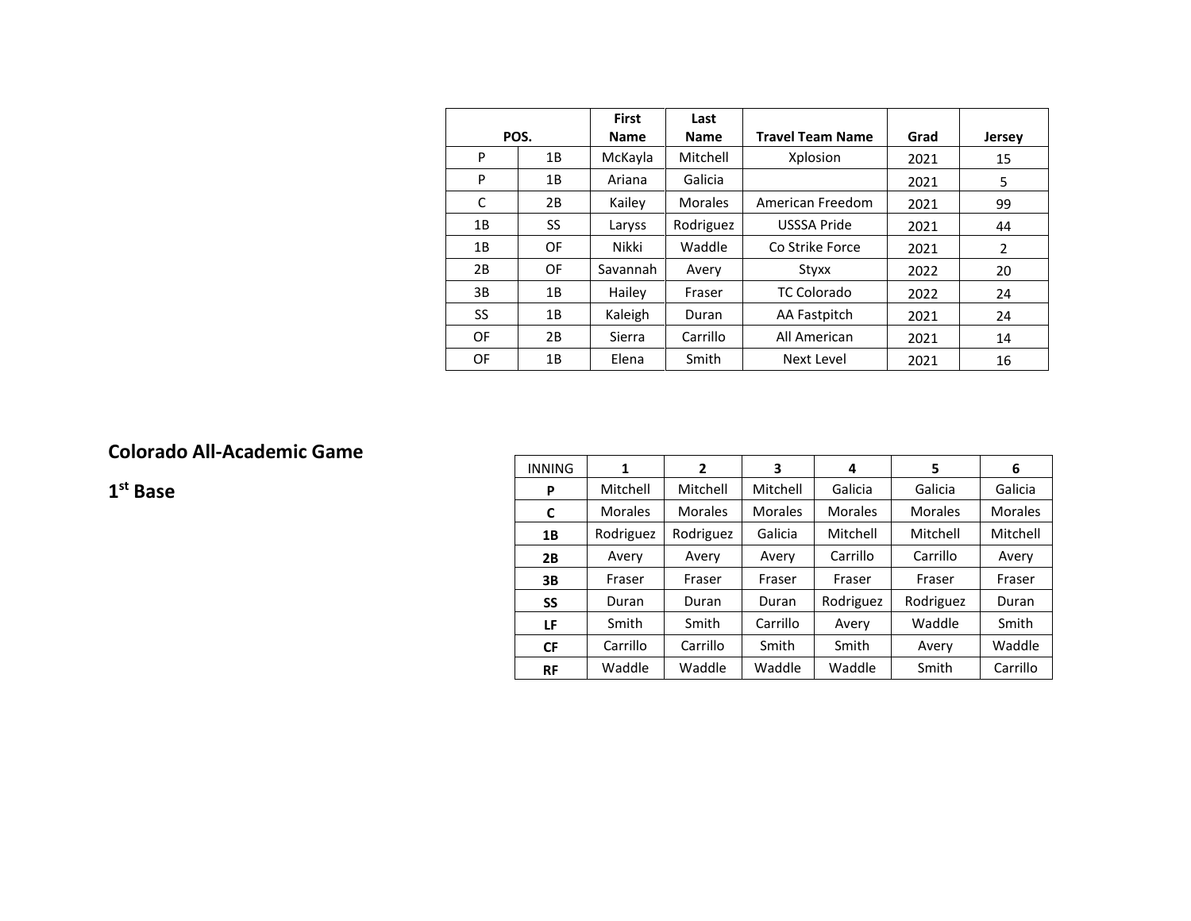| POS. | | First Name | Last Name | Travel Team Name | Grad | Jersey |
|---|---|---|---|---|---|---|
| P | 1B | McKayla | Mitchell | Xplosion | 2021 | 15 |
| P | 1B | Ariana | Galicia | | 2021 | 5 |
| C | 2B | Kailey | Morales | American Freedom | 2021 | 99 |
| 1B | SS | Laryss | Rodriguez | USSSA Pride | 2021 | 44 |
| 1B | OF | Nikki | Waddle | Co Strike Force | 2021 | 2 |
| 2B | OF | Savannah | Avery | Styxx | 2022 | 20 |
| 3B | 1B | Hailey | Fraser | TC Colorado | 2022 | 24 |
| SS | 1B | Kaleigh | Duran | AA Fastpitch | 2021 | 24 |
| OF | 2B | Sierra | Carrillo | All American | 2021 | 14 |
| OF | 1B | Elena | Smith | Next Level | 2021 | 16 |

## Colorado All-Academic Game

## 1st Base

| INNING | 1 | 2 | 3 | 4 | 5 | 6 |
|---|---|---|---|---|---|---|
| **P** | Mitchell | Mitchell | Mitchell | Galicia | Galicia | Galicia |
| **C** | Morales | Morales | Morales | Morales | Morales | Morales |
| **1B** | Rodriguez | Rodriguez | Galicia | Mitchell | Mitchell | Mitchell |
| **2B** | Avery | Avery | Avery | Carrillo | Carrillo | Avery |
| **3B** | Fraser | Fraser | Fraser | Fraser | Fraser | Fraser |
| **SS** | Duran | Duran | Duran | Rodriguez | Rodriguez | Duran |
| **LF** | Smith | Smith | Carrillo | Avery | Waddle | Smith |
| **CF** | Carrillo | Carrillo | Smith | Smith | Avery | Waddle |
| **RF** | Waddle | Waddle | Waddle | Waddle | Smith | Carrillo |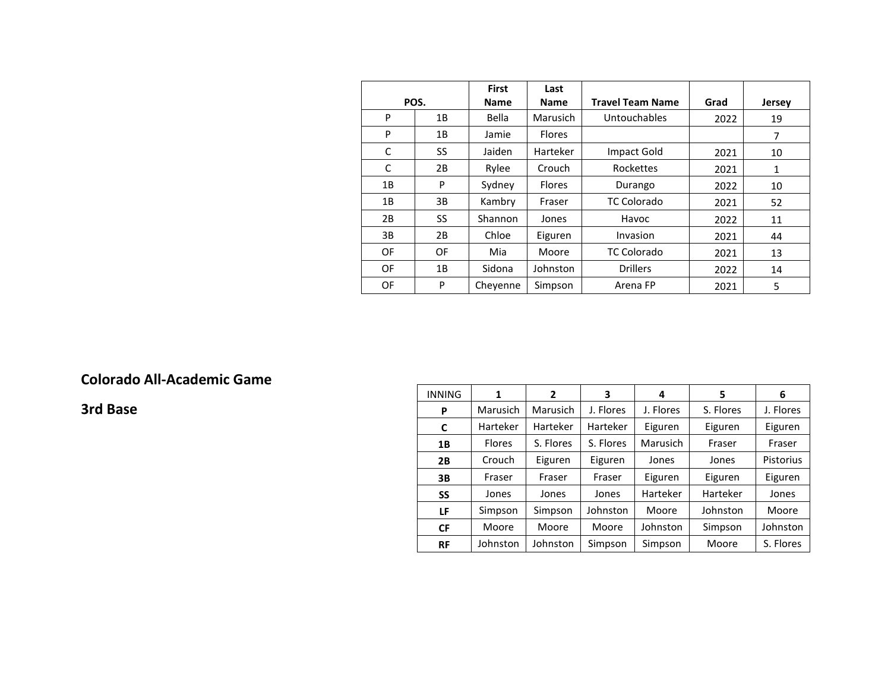| POS. | | First Name | Last Name | Travel Team Name | Grad | Jersey |
|---|---|---|---|---|---|---|
| P | 1B | Bella | Marusich | Untouchables | 2022 | 19 |
| P | 1B | Jamie | Flores | | | 7 |
| C | SS | Jaiden | Harteker | Impact Gold | 2021 | 10 |
| C | 2B | Rylee | Crouch | Rockettes | 2021 | 1 |
| 1B | P | Sydney | Flores | Durango | 2022 | 10 |
| 1B | 3B | Kambry | Fraser | TC Colorado | 2021 | 52 |
| 2B | SS | Shannon | Jones | Havoc | 2022 | 11 |
| 3B | 2B | Chloe | Eiguren | Invasion | 2021 | 44 |
| OF | OF | Mia | Moore | TC Colorado | 2021 | 13 |
| OF | 1B | Sidona | Johnston | Drillers | 2022 | 14 |
| OF | P | Cheyenne | Simpson | Arena FP | 2021 | 5 |

## Colorado All-Academic Game

## 3rd Base

| INNING | 1 | 2 | 3 | 4 | 5 | 6 |
|---|---|---|---|---|---|---|
| **P** | Marusich | Marusich | J. Flores | J. Flores | S. Flores | J. Flores |
| **C** | Harteker | Harteker | Harteker | Eiguren | Eiguren | Eiguren |
| **1B** | Flores | S. Flores | S. Flores | Marusich | Fraser | Fraser |
| **2B** | Crouch | Eiguren | Eiguren | Jones | Jones | Pistorius |
| **3B** | Fraser | Fraser | Fraser | Eiguren | Eiguren | Eiguren |
| **SS** | Jones | Jones | Jones | Harteker | Harteker | Jones |
| **LF** | Simpson | Simpson | Johnston | Moore | Johnston | Moore |
| **CF** | Moore | Moore | Moore | Johnston | Simpson | Johnston |
| **RF** | Johnston | Johnston | Simpson | Simpson | Moore | S. Flores |